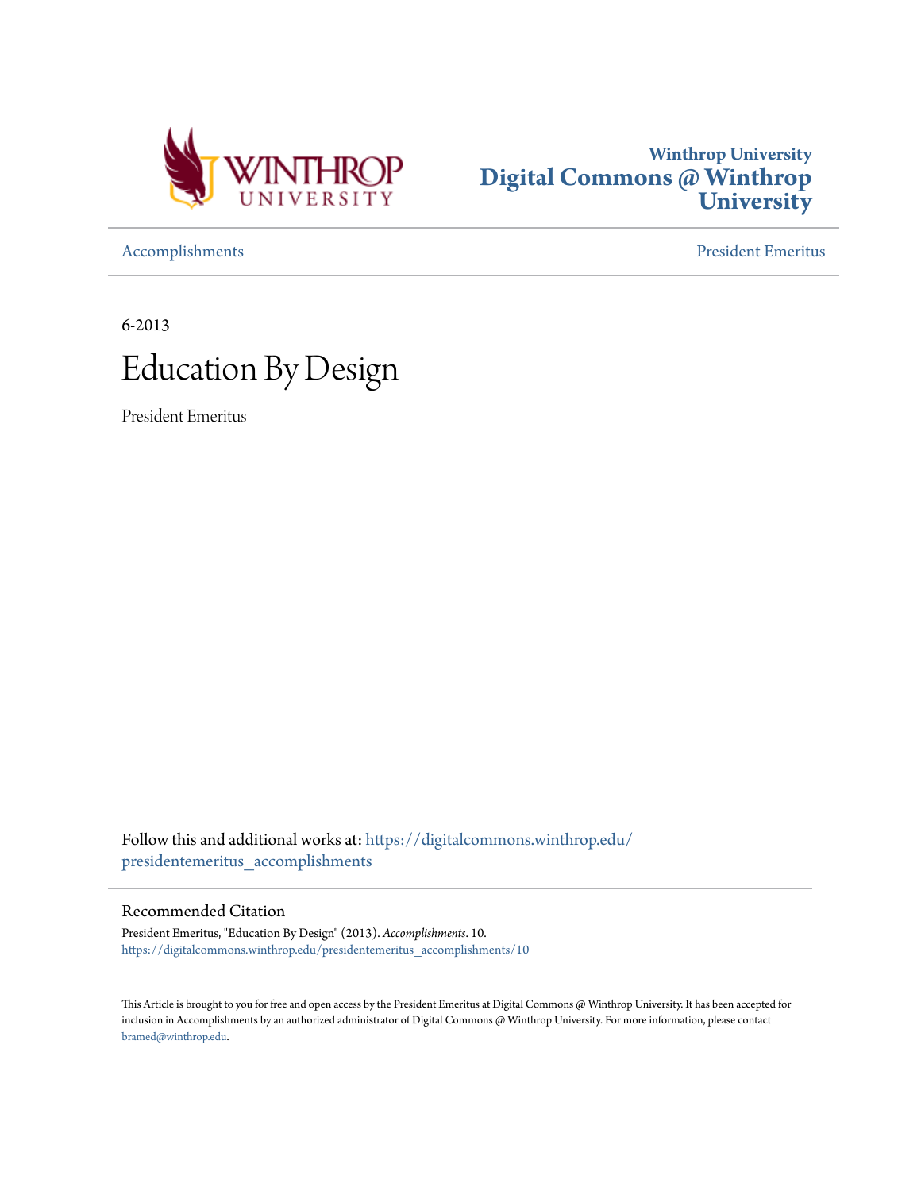Winthrop University

# Digital Commons @ Winthrop University

Accomplishments | President Emeritus

6-2013

# Education By Design

President Emeritus

Follow this and additional works at: https://digitalcommons.winthrop.edu/presidentemeritus_accomplishments

## Recommended Citation

President Emeritus, "Education By Design" (2013). *Accomplishments*. 10.
https://digitalcommons.winthrop.edu/presidentemeritus_accomplishments/10

This Article is brought to you for free and open access by the President Emeritus at Digital Commons @ Winthrop University. It has been accepted for inclusion in Accomplishments by an authorized administrator of Digital Commons @ Winthrop University. For more information, please contact bramed@winthrop.edu.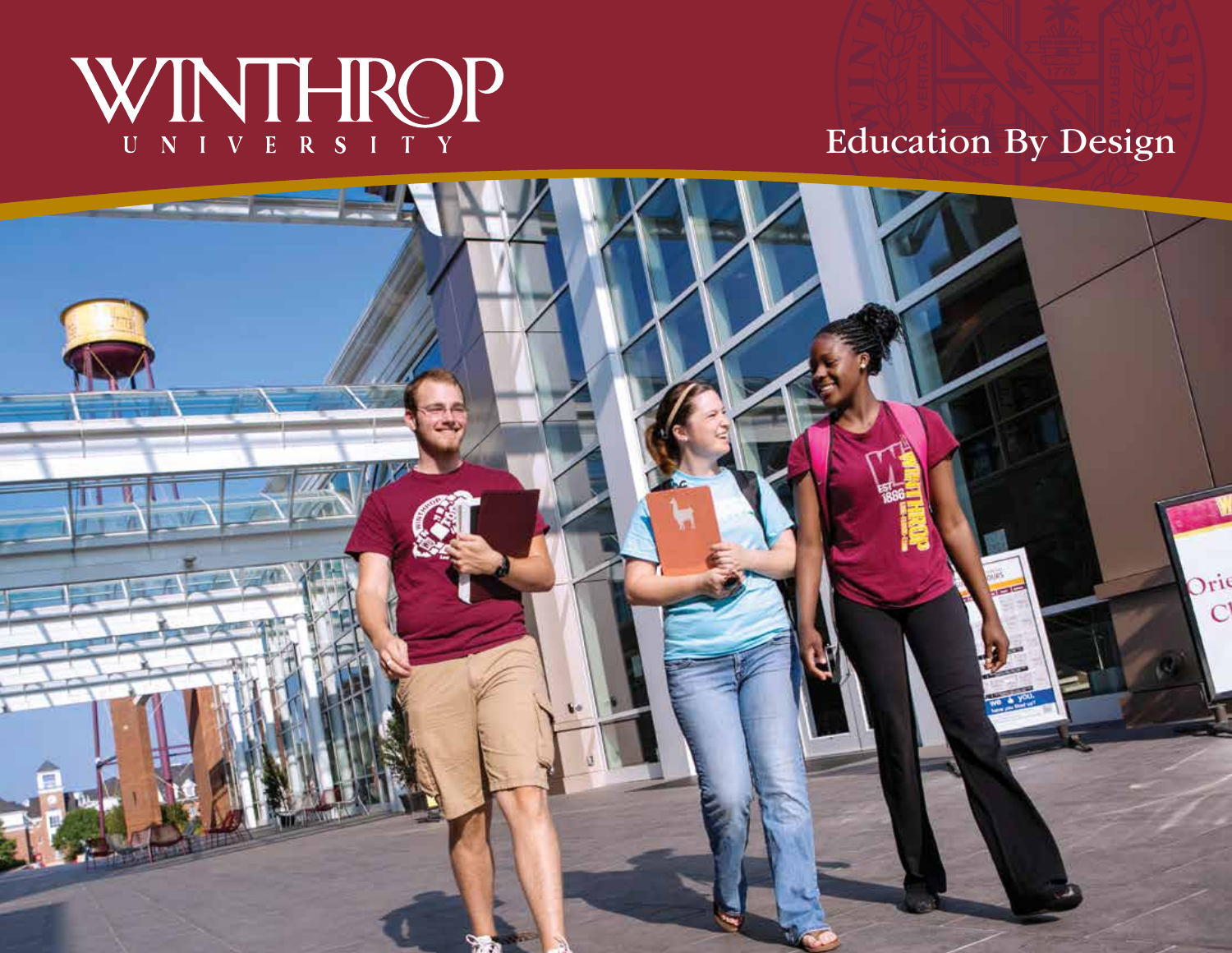# WINTHROP UNIVERSITY

## Education By Design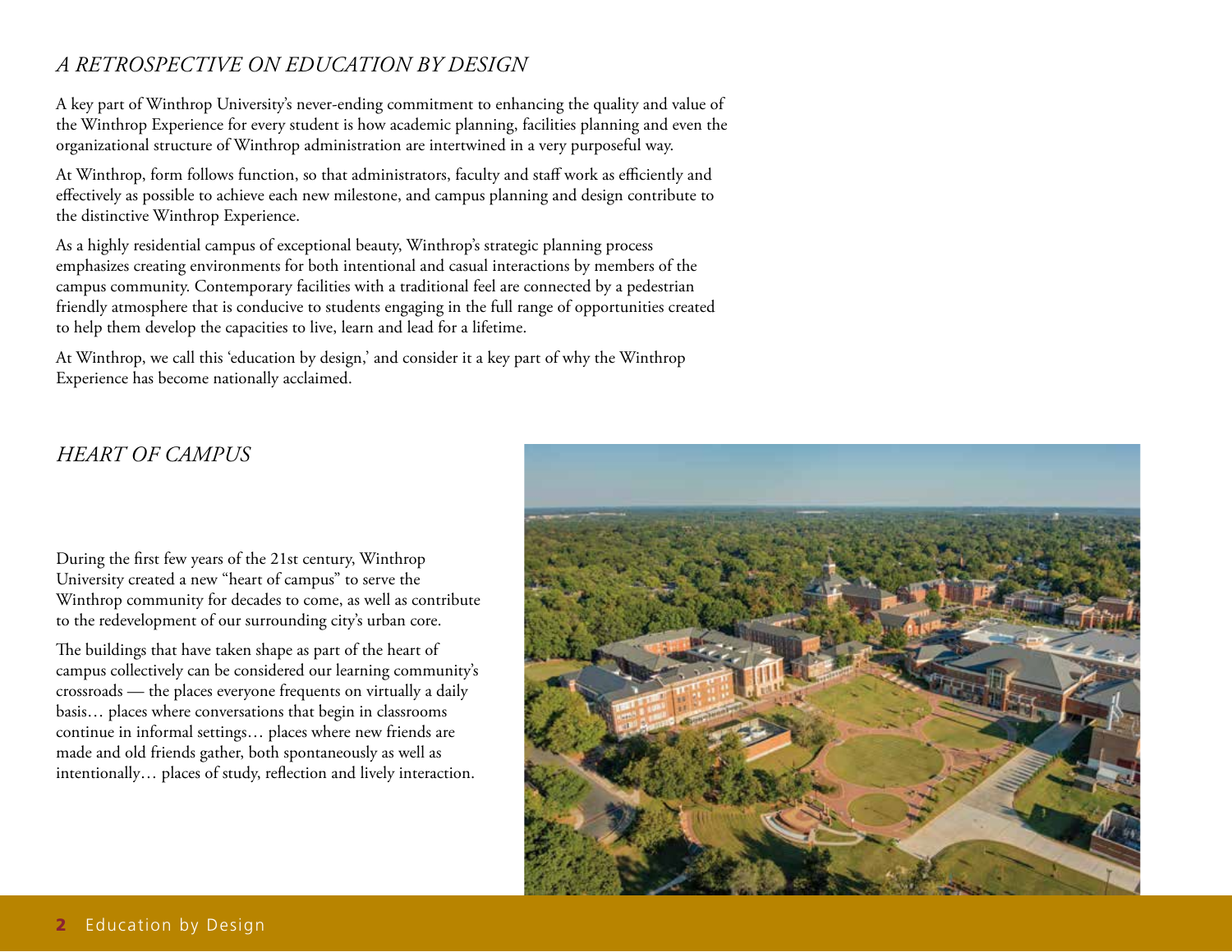## *A RETROSPECTIVE ON EDUCATION BY DESIGN*

A key part of Winthrop University's never-ending commitment to enhancing the quality and value of the Winthrop Experience for every student is how academic planning, facilities planning and even the organizational structure of Winthrop administration are intertwined in a very purposeful way.

At Winthrop, form follows function, so that administrators, faculty and staff work as efficiently and effectively as possible to achieve each new milestone, and campus planning and design contribute to the distinctive Winthrop Experience.

As a highly residential campus of exceptional beauty, Winthrop's strategic planning process emphasizes creating environments for both intentional and casual interactions by members of the campus community. Contemporary facilities with a traditional feel are connected by a pedestrian friendly atmosphere that is conducive to students engaging in the full range of opportunities created to help them develop the capacities to live, learn and lead for a lifetime.

At Winthrop, we call this 'education by design,' and consider it a key part of why the Winthrop Experience has become nationally acclaimed.

## *HEART OF CAMPUS*

During the first few years of the 21st century, Winthrop University created a new "heart of campus" to serve the Winthrop community for decades to come, as well as contribute to the redevelopment of our surrounding city's urban core.

The buildings that have taken shape as part of the heart of campus collectively can be considered our learning community's crossroads — the places everyone frequents on virtually a daily basis… places where conversations that begin in classrooms continue in informal settings… places where new friends are made and old friends gather, both spontaneously as well as intentionally… places of study, reflection and lively interaction.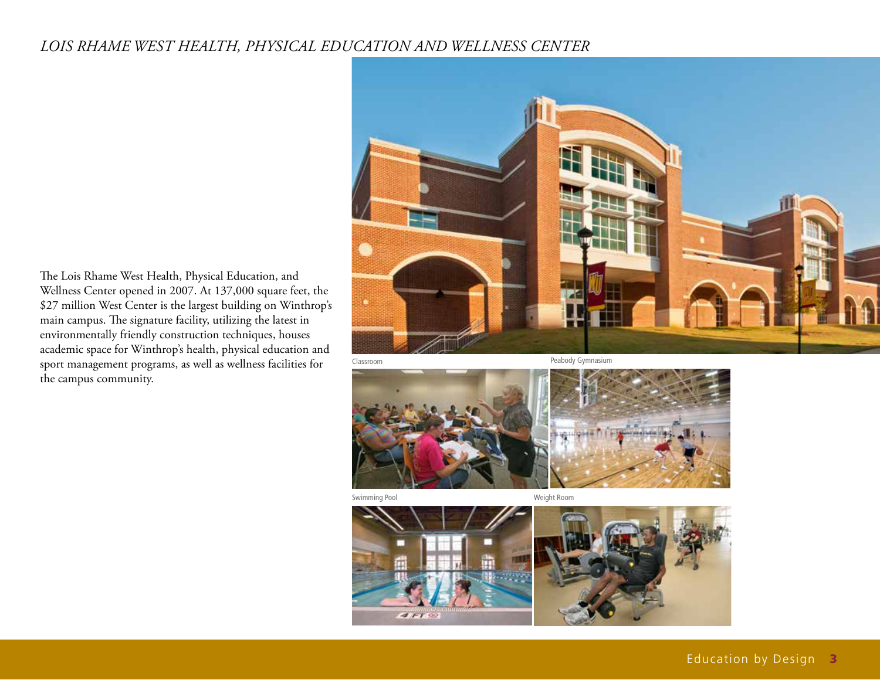*LOIS RHAME WEST HEALTH, PHYSICAL EDUCATION AND WELLNESS CENTER*

The Lois Rhame West Health, Physical Education, and Wellness Center opened in 2007. At 137,000 square feet, the $27 million West Center is the largest building on Winthrop's main campus. The signature facility, utilizing the latest in environmentally friendly construction techniques, houses academic space for Winthrop's health, physical education and sport management programs, as well as wellness facilities for the campus community.

Classroom

Peabody Gymnasium

Swimming Pool

Weight Room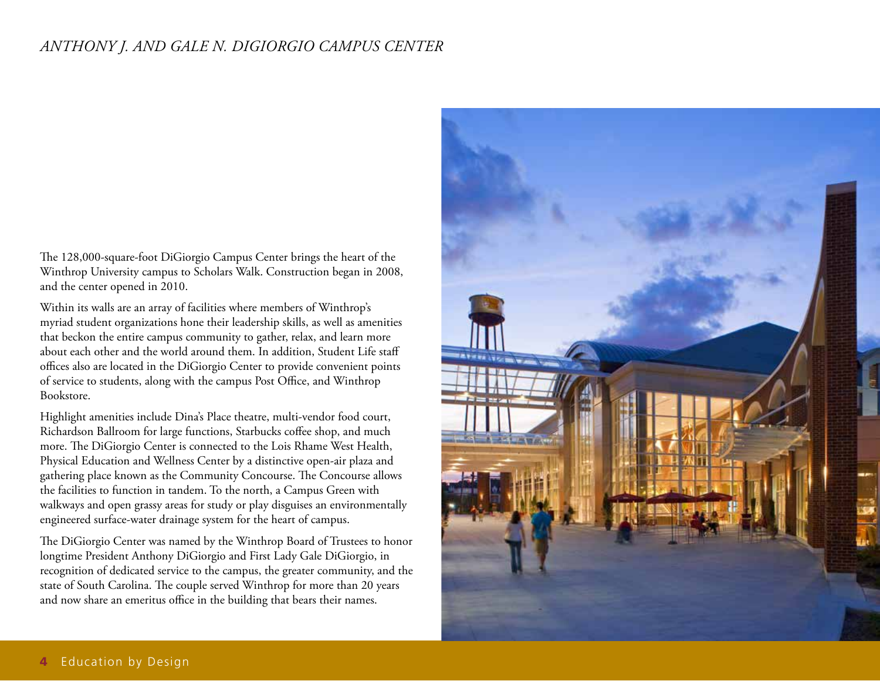# *ANTHONY J. AND GALE N. DIGIORGIO CAMPUS CENTER*

The 128,000-square-foot DiGiorgio Campus Center brings the heart of the Winthrop University campus to Scholars Walk. Construction began in 2008, and the center opened in 2010.

Within its walls are an array of facilities where members of Winthrop's myriad student organizations hone their leadership skills, as well as amenities that beckon the entire campus community to gather, relax, and learn more about each other and the world around them. In addition, Student Life staff offices also are located in the DiGiorgio Center to provide convenient points of service to students, along with the campus Post Office, and Winthrop Bookstore.

Highlight amenities include Dina's Place theatre, multi-vendor food court, Richardson Ballroom for large functions, Starbucks coffee shop, and much more. The DiGiorgio Center is connected to the Lois Rhame West Health, Physical Education and Wellness Center by a distinctive open-air plaza and gathering place known as the Community Concourse. The Concourse allows the facilities to function in tandem. To the north, a Campus Green with walkways and open grassy areas for study or play disguises an environmentally engineered surface-water drainage system for the heart of campus.

The DiGiorgio Center was named by the Winthrop Board of Trustees to honor longtime President Anthony DiGiorgio and First Lady Gale DiGiorgio, in recognition of dedicated service to the campus, the greater community, and the state of South Carolina. The couple served Winthrop for more than 20 years and now share an emeritus office in the building that bears their names.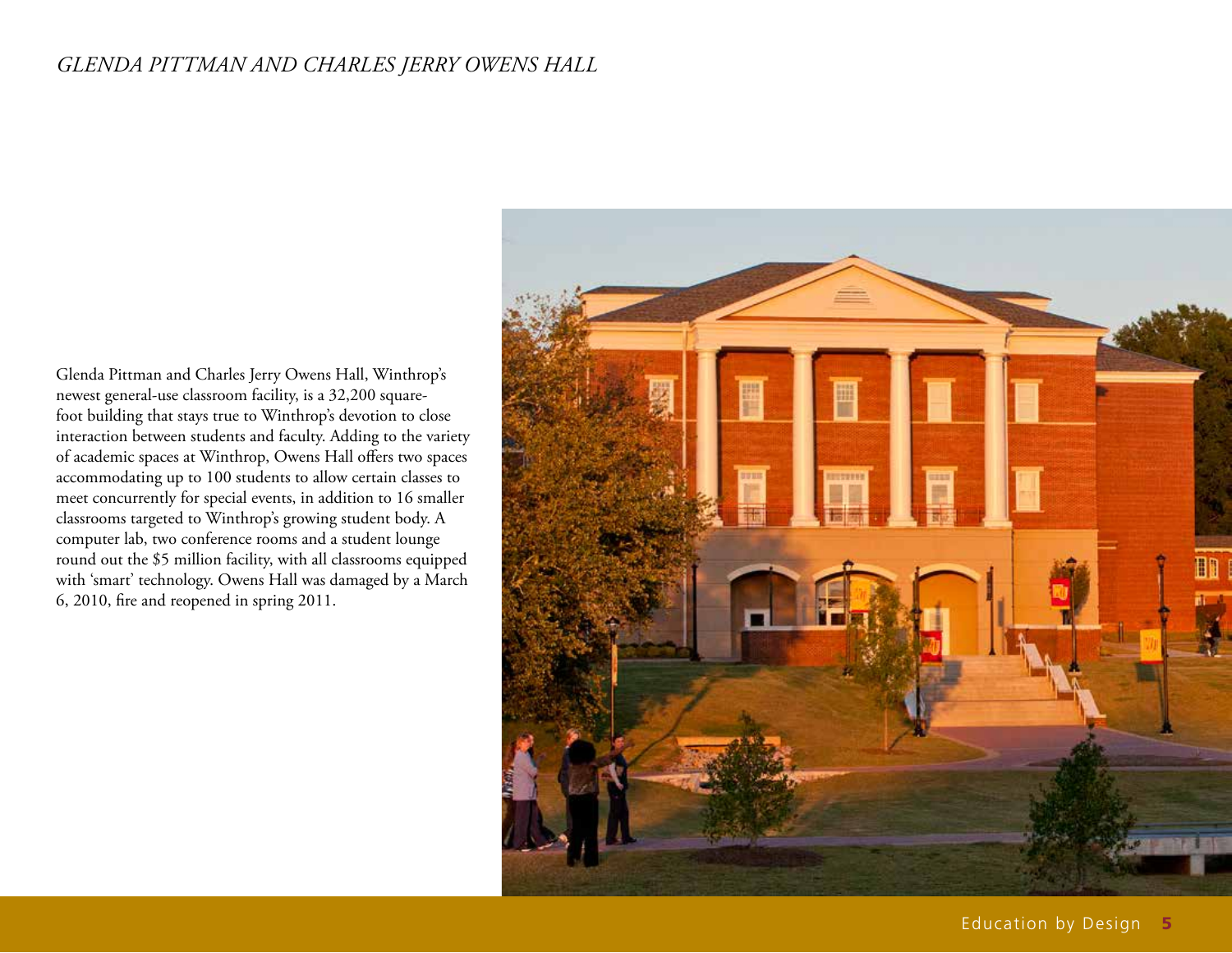*GLENDA PITTMAN AND CHARLES JERRY OWENS HALL*

Glenda Pittman and Charles Jerry Owens Hall, Winthrop's newest general-use classroom facility, is a 32,200 square-foot building that stays true to Winthrop's devotion to close interaction between students and faculty. Adding to the variety of academic spaces at Winthrop, Owens Hall offers two spaces accommodating up to 100 students to allow certain classes to meet concurrently for special events, in addition to 16 smaller classrooms targeted to Winthrop's growing student body. A computer lab, two conference rooms and a student lounge round out the $5 million facility, with all classrooms equipped with 'smart' technology. Owens Hall was damaged by a March 6, 2010, fire and reopened in spring 2011.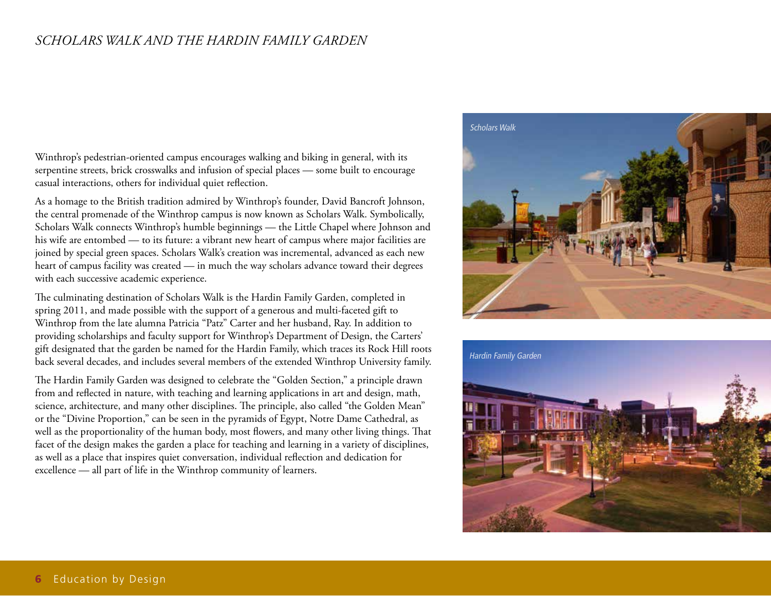# *SCHOLARS WALK AND THE HARDIN FAMILY GARDEN*

Winthrop's pedestrian-oriented campus encourages walking and biking in general, with its serpentine streets, brick crosswalks and infusion of special places — some built to encourage casual interactions, others for individual quiet reflection.

As a homage to the British tradition admired by Winthrop's founder, David Bancroft Johnson, the central promenade of the Winthrop campus is now known as Scholars Walk. Symbolically, Scholars Walk connects Winthrop's humble beginnings — the Little Chapel where Johnson and his wife are entombed — to its future: a vibrant new heart of campus where major facilities are joined by special green spaces. Scholars Walk's creation was incremental, advanced as each new heart of campus facility was created — in much the way scholars advance toward their degrees with each successive academic experience.

The culminating destination of Scholars Walk is the Hardin Family Garden, completed in spring 2011, and made possible with the support of a generous and multi-faceted gift to Winthrop from the late alumna Patricia "Patz" Carter and her husband, Ray. In addition to providing scholarships and faculty support for Winthrop's Department of Design, the Carters' gift designated that the garden be named for the Hardin Family, which traces its Rock Hill roots back several decades, and includes several members of the extended Winthrop University family.

The Hardin Family Garden was designed to celebrate the "Golden Section," a principle drawn from and reflected in nature, with teaching and learning applications in art and design, math, science, architecture, and many other disciplines. The principle, also called "the Golden Mean" or the "Divine Proportion," can be seen in the pyramids of Egypt, Notre Dame Cathedral, as well as the proportionality of the human body, most flowers, and many other living things. That facet of the design makes the garden a place for teaching and learning in a variety of disciplines, as well as a place that inspires quiet conversation, individual reflection and dedication for excellence — all part of life in the Winthrop community of learners.

*Scholars Walk*

*Hardin Family Garden*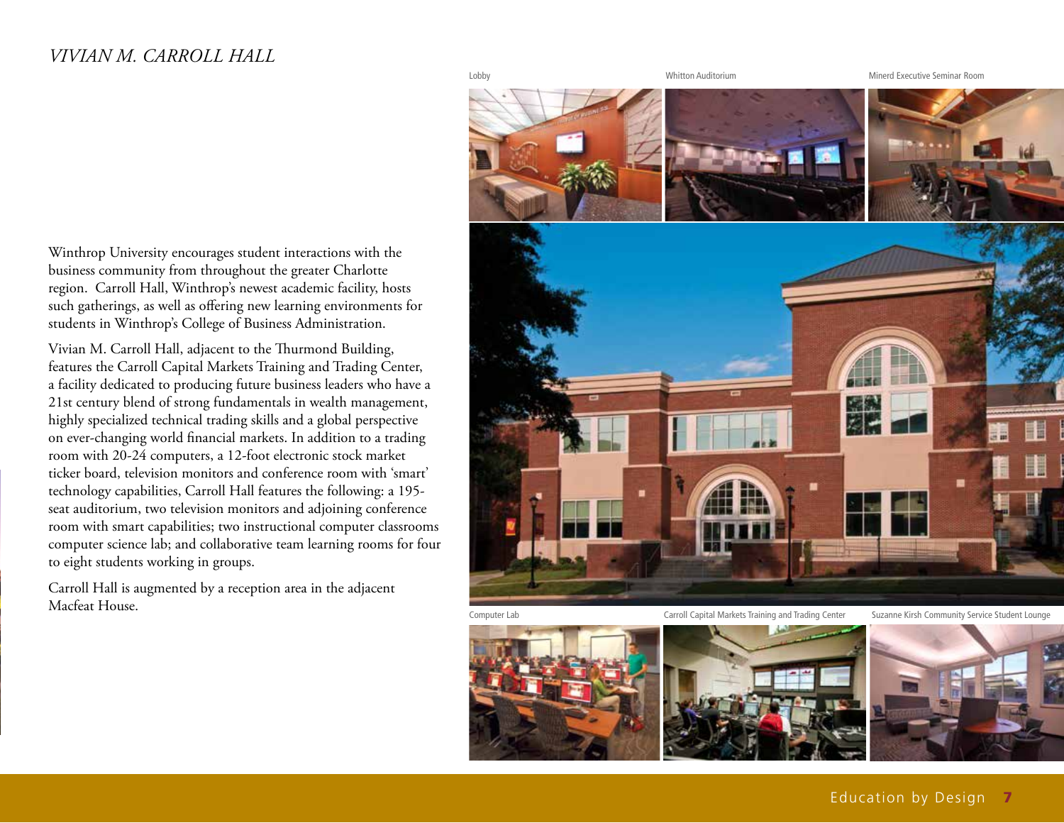# *VIVIAN M. CARROLL HALL*

Winthrop University encourages student interactions with the business community from throughout the greater Charlotte region. Carroll Hall, Winthrop's newest academic facility, hosts such gatherings, as well as offering new learning environments for students in Winthrop's College of Business Administration.

Vivian M. Carroll Hall, adjacent to the Thurmond Building, features the Carroll Capital Markets Training and Trading Center, a facility dedicated to producing future business leaders who have a 21st century blend of strong fundamentals in wealth management, highly specialized technical trading skills and a global perspective on ever-changing world financial markets. In addition to a trading room with 20-24 computers, a 12-foot electronic stock market ticker board, television monitors and conference room with 'smart' technology capabilities, Carroll Hall features the following: a 195-seat auditorium, two television monitors and adjoining conference room with smart capabilities; two instructional computer classrooms computer science lab; and collaborative team learning rooms for four to eight students working in groups.

Carroll Hall is augmented by a reception area in the adjacent Macfeat House.

Lobby

Whitton Auditorium

Minerd Executive Seminar Room

Computer Lab

Carroll Capital Markets Training and Trading Center

Suzanne Kirsh Community Service Student Lounge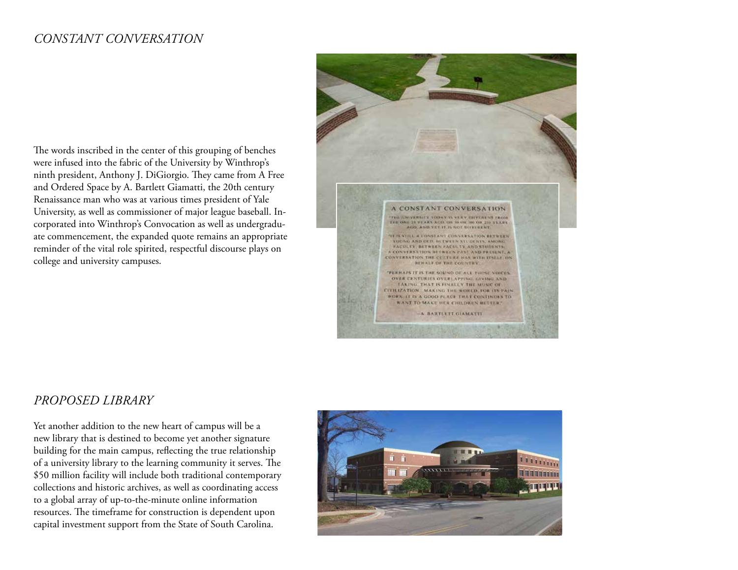## *CONSTANT CONVERSATION*

The words inscribed in the center of this grouping of benches were infused into the fabric of the University by Winthrop's ninth president, Anthony J. DiGiorgio. They came from A Free and Ordered Space by A. Bartlett Giamatti, the 20th century Renaissance man who was at various times president of Yale University, as well as commissioner of major league baseball. Incorporated into Winthrop's Convocation as well as undergraduate commencement, the expanded quote remains an appropriate reminder of the vital role spirited, respectful discourse plays on college and university campuses.

## *PROPOSED LIBRARY*

Yet another addition to the new heart of campus will be a new library that is destined to become yet another signature building for the main campus, reflecting the true relationship of a university library to the learning community it serves. The $50 million facility will include both traditional contemporary collections and historic archives, as well as coordinating access to a global array of up-to-the-minute online information resources. The timeframe for construction is dependent upon capital investment support from the State of South Carolina.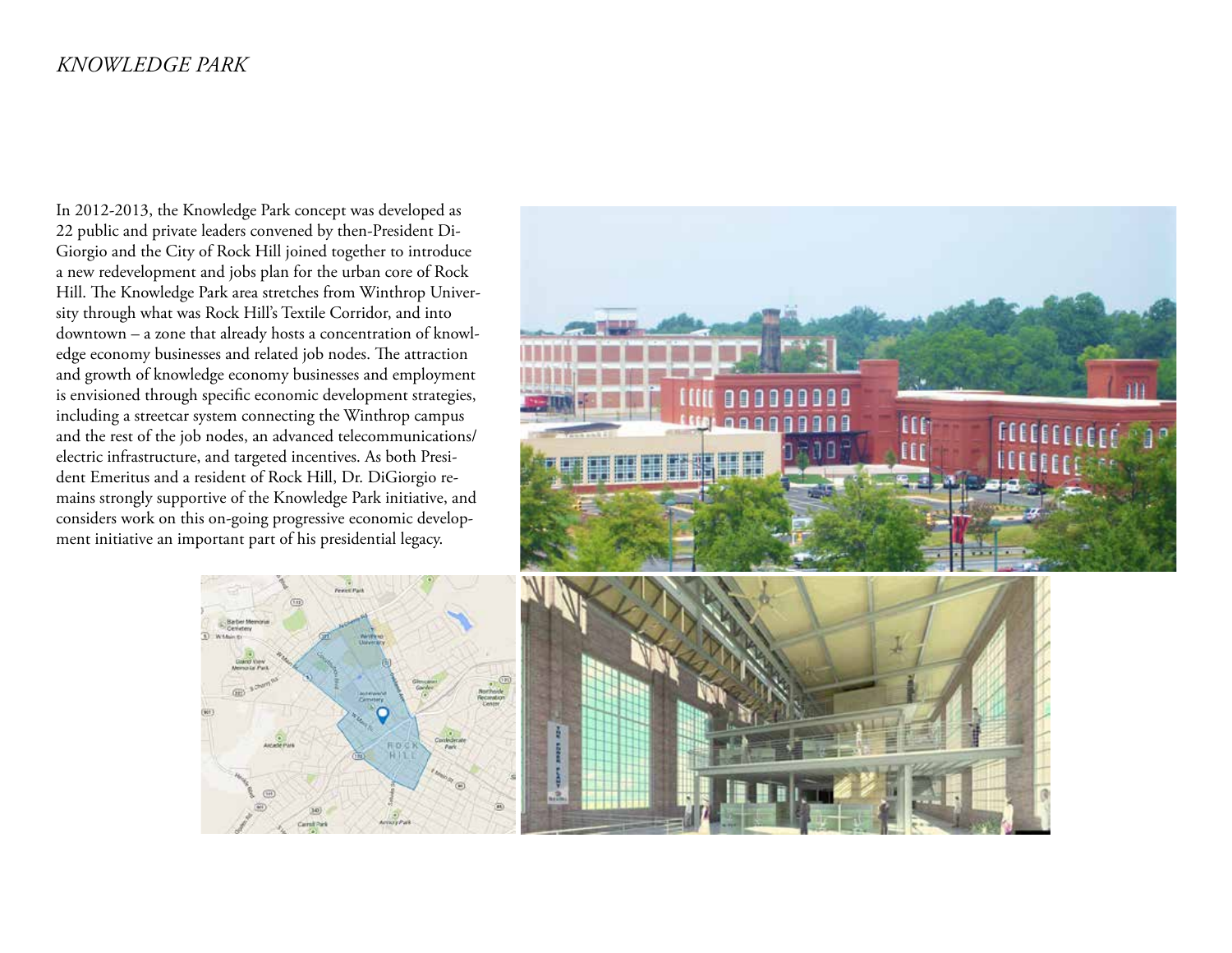# *KNOWLEDGE PARK*

In 2012-2013, the Knowledge Park concept was developed as 22 public and private leaders convened by then-President DiGiorgio and the City of Rock Hill joined together to introduce a new redevelopment and jobs plan for the urban core of Rock Hill. The Knowledge Park area stretches from Winthrop University through what was Rock Hill's Textile Corridor, and into downtown – a zone that already hosts a concentration of knowledge economy businesses and related job nodes. The attraction and growth of knowledge economy businesses and employment is envisioned through specific economic development strategies, including a streetcar system connecting the Winthrop campus and the rest of the job nodes, an advanced telecommunications/electric infrastructure, and targeted incentives. As both President Emeritus and a resident of Rock Hill, Dr. DiGiorgio remains strongly supportive of the Knowledge Park initiative, and considers work on this on-going progressive economic development initiative an important part of his presidential legacy.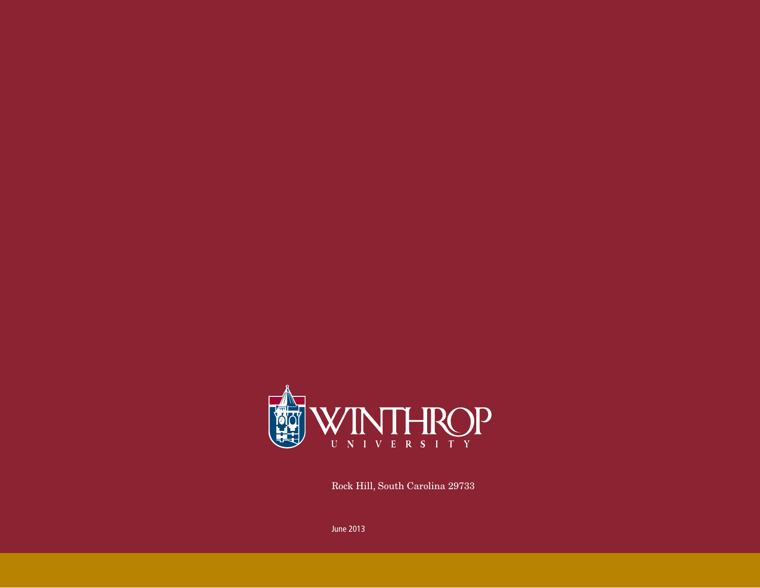WINTHROP
UNIVERSITY

Rock Hill, South Carolina 29733

June 2013